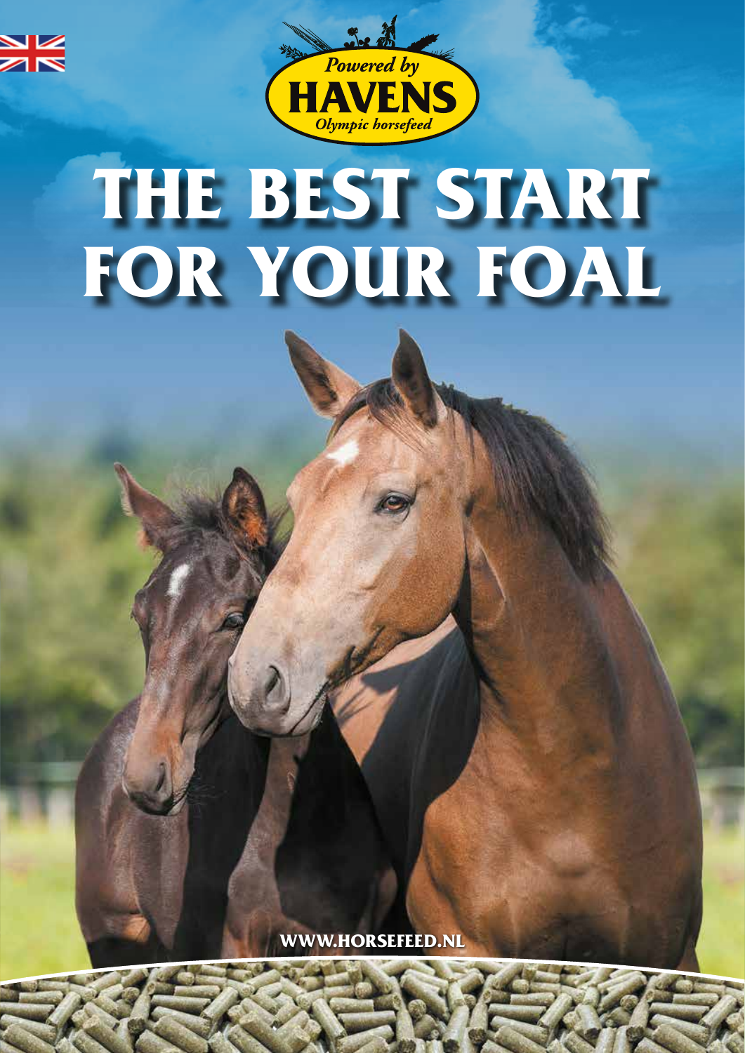Powered by

HAVENS

Olympic horsefeed

# THE BEST START FOR YOUR FOAL

WWW.HORSEFEED.NL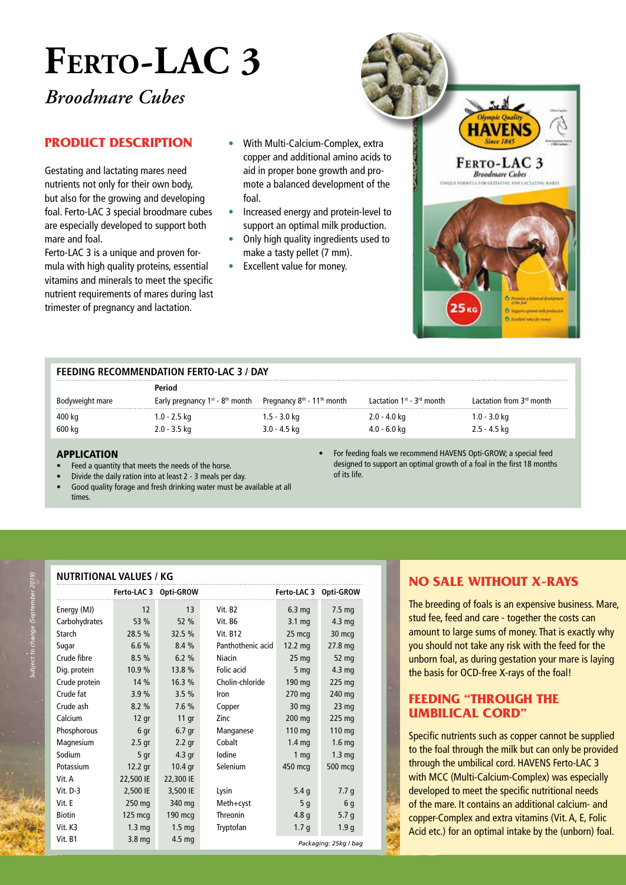# FERTO-LAC 3

*Broodmare Cubes*

## PRODUCT DESCRIPTION

Gestating and lactating mares need nutrients not only for their own body, but also for the growing and developing foal. Ferto-LAC 3 special broodmare cubes are especially developed to support both mare and foal.
Ferto-LAC 3 is a unique and proven formula with high quality proteins, essential vitamins and minerals to meet the specific nutrient requirements of mares during last trimester of pregnancy and lactation.

- With Multi-Calcium-Complex, extra copper and additional amino acids to aid in proper bone growth and promote a balanced development of the foal.
- Increased energy and protein-level to support an optimal milk production.
- Only high quality ingredients used to make a tasty pellet (7 mm).
- Excellent value for money.

## FEEDING RECOMMENDATION FERTO-LAC 3 / DAY

| Bodyweight mare | Period Early pregnancy 1st - 8th month | Pregnancy 8th - 11th month | Lactation 1st - 3rd month | Lactation from 3rd month |
|---|---|---|---|---|
| 400 kg | 1.0 - 2.5 kg | 1.5 - 3.0 kg | 2.0 - 4.0 kg | 1.0 - 3.0 kg |
| 600 kg | 2.0 - 3.5 kg | 3.0 - 4.5 kg | 4.0 - 6.0 kg | 2.5 - 4.5 kg |

### APPLICATION

- Feed a quantity that meets the needs of the horse.
- Divide the daily ration into at least 2 - 3 meals per day.
- Good quality forage and fresh drinking water must be available at all times.
- For feeding foals we recommend HAVENS Opti-GROW; a special feed designed to support an optimal growth of a foal in the first 18 months of its life.

## NUTRITIONAL VALUES / KG

| | Ferto-LAC 3 | Opti-GROW | | Ferto-LAC 3 | Opti-GROW |
|---|---|---|---|---|---|
| Energy (MJ) | 12 | 13 | Vit. B2 | 6.3 mg | 7.5 mg |
| Carbohydrates | 53 % | 52 % | Vit. B6 | 3.1 mg | 4.3 mg |
| Starch | 28.5 % | 32.5 % | Vit. B12 | 25 mcg | 30 mcg |
| Sugar | 6.6 % | 8.4 % | Panthothenic acid | 12.2 mg | 27.8 mg |
| Crude fibre | 8.5 % | 6.2 % | Niacin | 25 mg | 52 mg |
| Dig. protein | 10.9 % | 13.8 % | Folic acid | 5 mg | 4.3 mg |
| Crude protein | 14 % | 16.3 % | Cholin-chloride | 190 mg | 225 mg |
| Crude fat | 3.9 % | 3.5 % | Iron | 270 mg | 240 mg |
| Crude ash | 8.2 % | 7.6 % | Copper | 30 mg | 23 mg |
| Calcium | 12 gr | 11 gr | Zinc | 200 mg | 225 mg |
| Phosphorous | 6 gr | 6.7 gr | Manganese | 110 mg | 110 mg |
| Magnesium | 2.5 gr | 2.2 gr | Cobalt | 1.4 mg | 1.6 mg |
| Sodium | 5 gr | 4.3 gr | Iodine | 1 mg | 1.3 mg |
| Potassium | 12.2 gr | 10.4 gr | Selenium | 450 mcg | 500 mcg |
| Vit. A | 22,500 IE | 22,300 IE | | | |
| Vit. D-3 | 2,500 IE | 3,500 IE | Lysin | 5.4 g | 7.7 g |
| Vit. E | 250 mg | 340 mg | Meth+cyst | 5 g | 6 g |
| Biotin | 125 mcg | 190 mcg | Threonin | 4.8 g | 5.7 g |
| Vit. K3 | 1.3 mg | 1.5 mg | Tryptofan | 1.7 g | 1.9 g |
| Vit. B1 | 3.8 mg | 4.5 mg | | | |

*Packaging: 25kg / bag*

*Subject to change (September 2019)*

## NO SALE WITHOUT X-RAYS

The breeding of foals is an expensive business. Mare, stud fee, feed and care - together the costs can amount to large sums of money. That is exactly why you should not take any risk with the feed for the unborn foal, as during gestation your mare is laying the basis for OCD-free X-rays of the foal!

## FEEDING "THROUGH THE UMBILICAL CORD"

Specific nutrients such as copper cannot be supplied to the foal through the milk but can only be provided through the umbilical cord. HAVENS Ferto-LAC 3 with MCC (Multi-Calcium-Complex) was especially developed to meet the specific nutritional needs of the mare. It contains an additional calcium- and copper-Complex and extra vitamins (Vit. A, E, Folic Acid etc.) for an optimal intake by the (unborn) foal.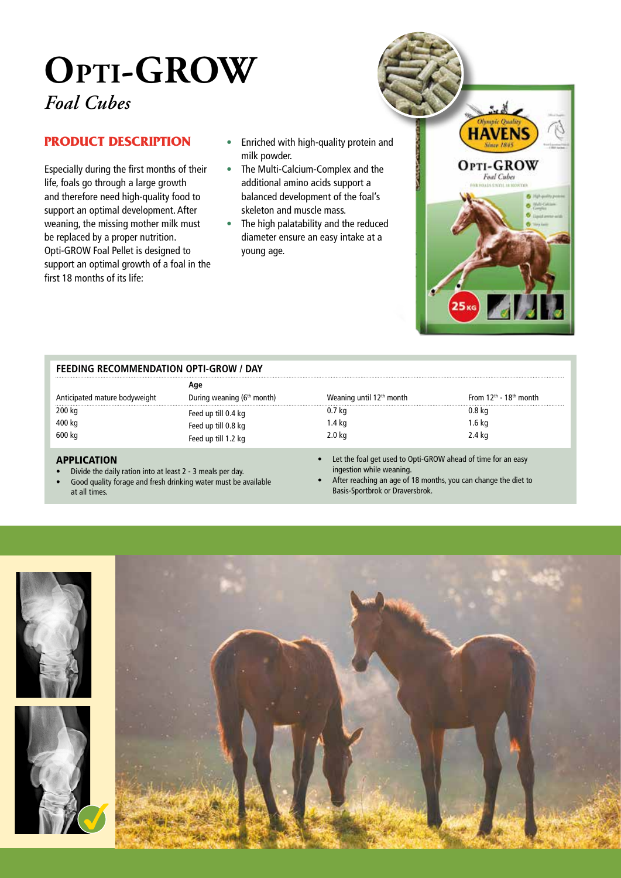# OPTI-GROW

*Foal Cubes*

## PRODUCT DESCRIPTION

Especially during the first months of their life, foals go through a large growth and therefore need high-quality food to support an optimal development. After weaning, the missing mother milk must be replaced by a proper nutrition. Opti-GROW Foal Pellet is designed to support an optimal growth of a foal in the first 18 months of its life:

- Enriched with high-quality protein and milk powder.
- The Multi-Calcium-Complex and the additional amino acids support a balanced development of the foal's skeleton and muscle mass.
- The high palatability and the reduced diameter ensure an easy intake at a young age.

### FEEDING RECOMMENDATION OPTI-GROW / DAY

| | Age | | |
|---|---|---|---|
| Anticipated mature bodyweight | During weaning (6th month) | Weaning until 12th month | From 12th - 18th month |
| 200 kg | Feed up till 0.4 kg | 0.7 kg | 0.8 kg |
| 400 kg | Feed up till 0.8 kg | 1.4 kg | 1.6 kg |
| 600 kg | Feed up till 1.2 kg | 2.0 kg | 2.4 kg |

### APPLICATION

- Divide the daily ration into at least 2 - 3 meals per day.
- Good quality forage and fresh drinking water must be available at all times.
- Let the foal get used to Opti-GROW ahead of time for an easy ingestion while weaning.
- After reaching an age of 18 months, you can change the diet to Basis-Sportbrok or Draversbrok.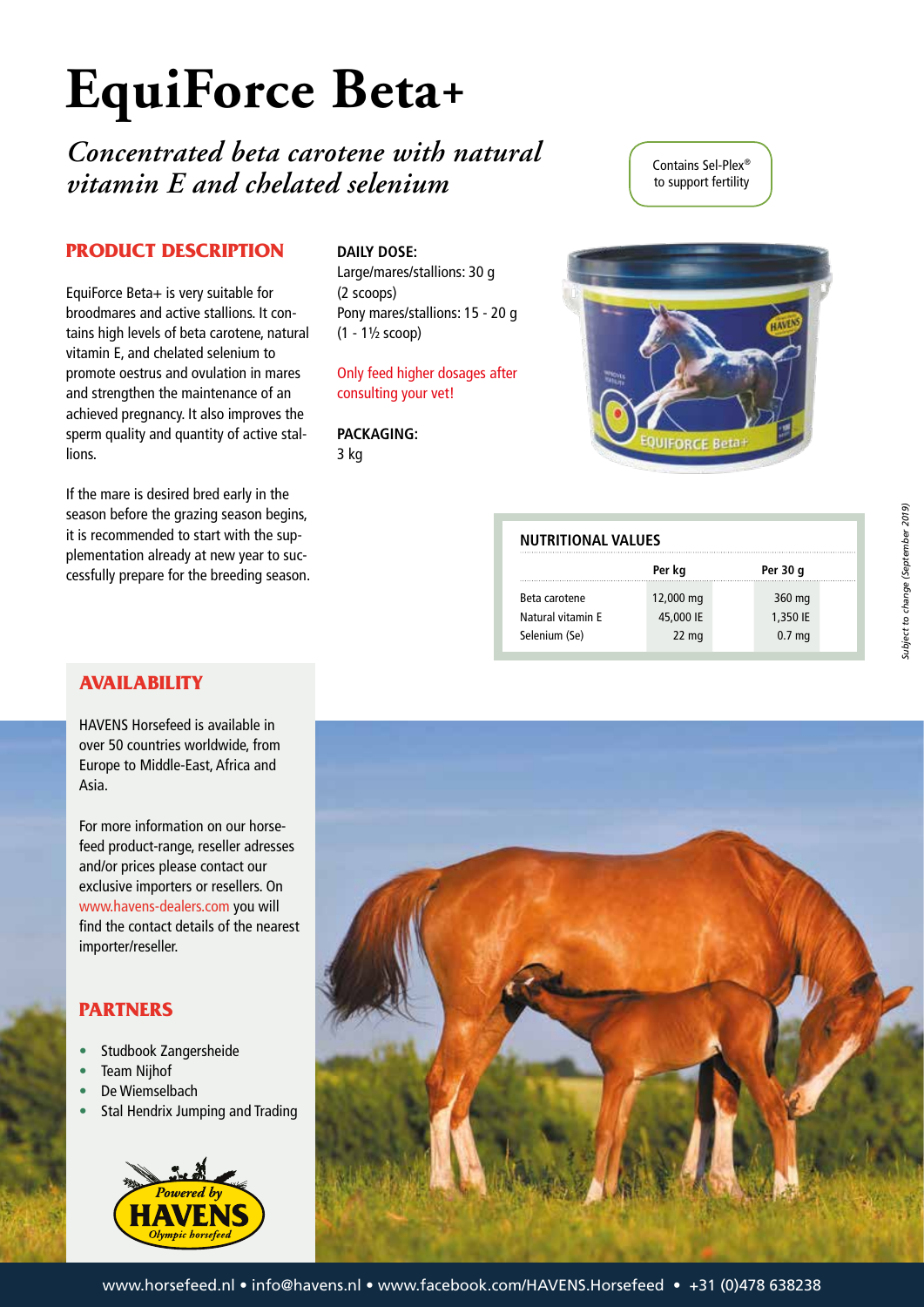# EquiForce Beta+

*Concentrated beta carotene with natural vitamin E and chelated selenium*

Contains Sel-Plex® to support fertility

## PRODUCT DESCRIPTION

EquiForce Beta+ is very suitable for broodmares and active stallions. It contains high levels of beta carotene, natural vitamin E, and chelated selenium to promote oestrus and ovulation in mares and strengthen the maintenance of an achieved pregnancy. It also improves the sperm quality and quantity of active stallions.

If the mare is desired bred early in the season before the grazing season begins, it is recommended to start with the supplementation already at new year to successfully prepare for the breeding season.

**DAILY DOSE:**
Large/mares/stallions: 30 g (2 scoops)
Pony mares/stallions: 15 - 20 g (1 - 1½ scoop)

Only feed higher dosages after consulting your vet!

**PACKAGING:**
3 kg

**NUTRITIONAL VALUES**

| | Per kg | Per 30 g |
|---|---|---|
| Beta carotene | 12,000 mg | 360 mg |
| Natural vitamin E | 45,000 IE | 1,350 IE |
| Selenium (Se) | 22 mg | 0.7 mg |

*Subject to change (September 2019)*

## AVAILABILITY

HAVENS Horsefeed is available in over 50 countries worldwide, from Europe to Middle-East, Africa and Asia.

For more information on our horsefeed product-range, reseller adresses and/or prices please contact our exclusive importers or resellers. On www.havens-dealers.com you will find the contact details of the nearest importer/reseller.

## PARTNERS

- Studbook Zangersheide
- Team Nijhof
- De Wiemselbach
- Stal Hendrix Jumping and Trading

Powered by HAVENS Olympic horsefeed

www.horsefeed.nl • info@havens.nl • www.facebook.com/HAVENS.Horsefeed • +31 (0)478 638238